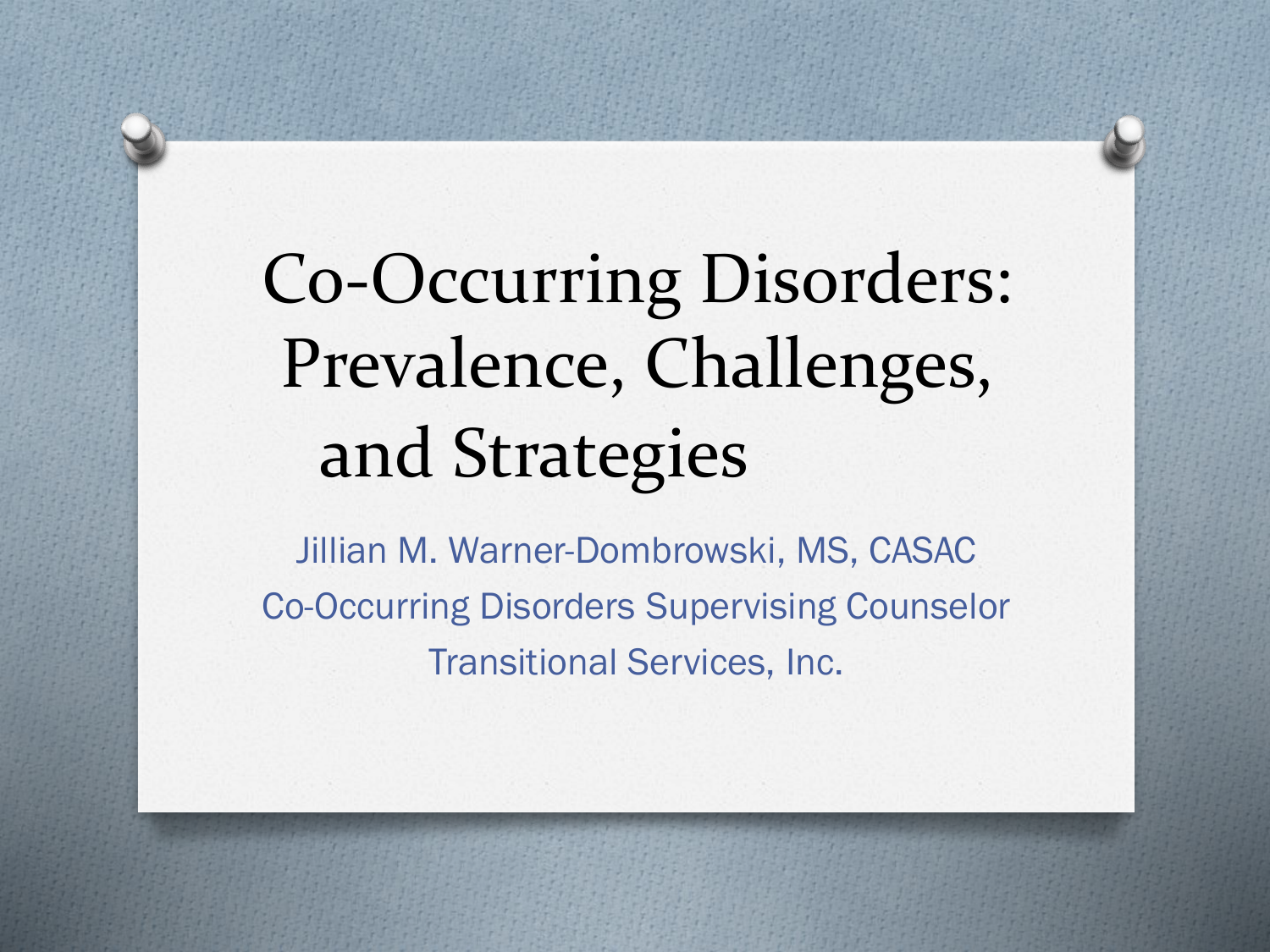# Co-Occurring Disorders: Prevalence, Challenges, and Strategies

Jillian M. Warner-Dombrowski, MS, CASAC

Co-Occurring Disorders Supervising Counselor

Transitional Services, Inc.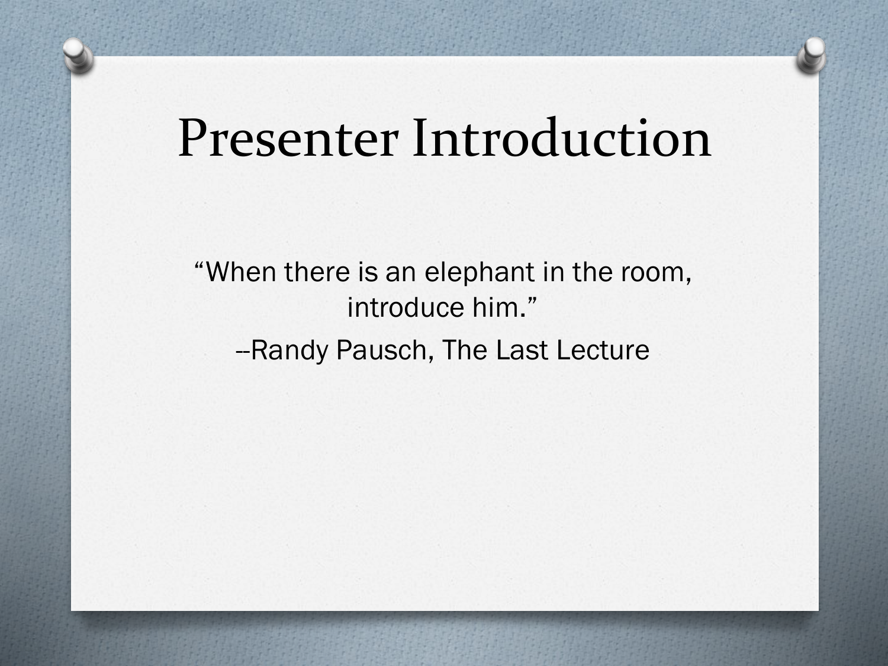# Presenter Introduction

"When there is an elephant in the room, introduce him."

--Randy Pausch, The Last Lecture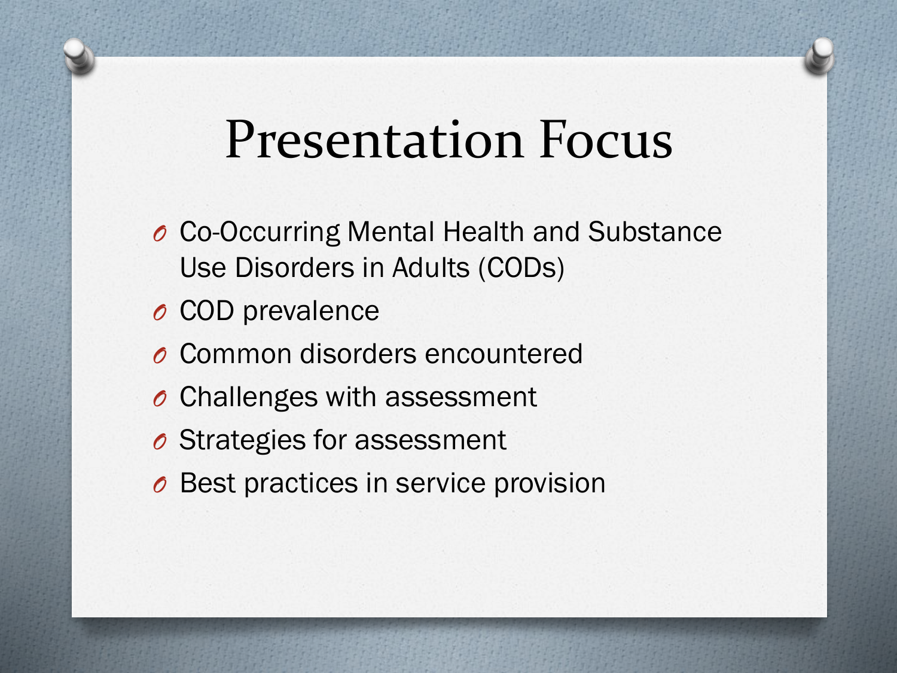# Presentation Focus

- Co-Occurring Mental Health and Substance Use Disorders in Adults (CODs)
- COD prevalence
- Common disorders encountered
- Challenges with assessment
- Strategies for assessment
- Best practices in service provision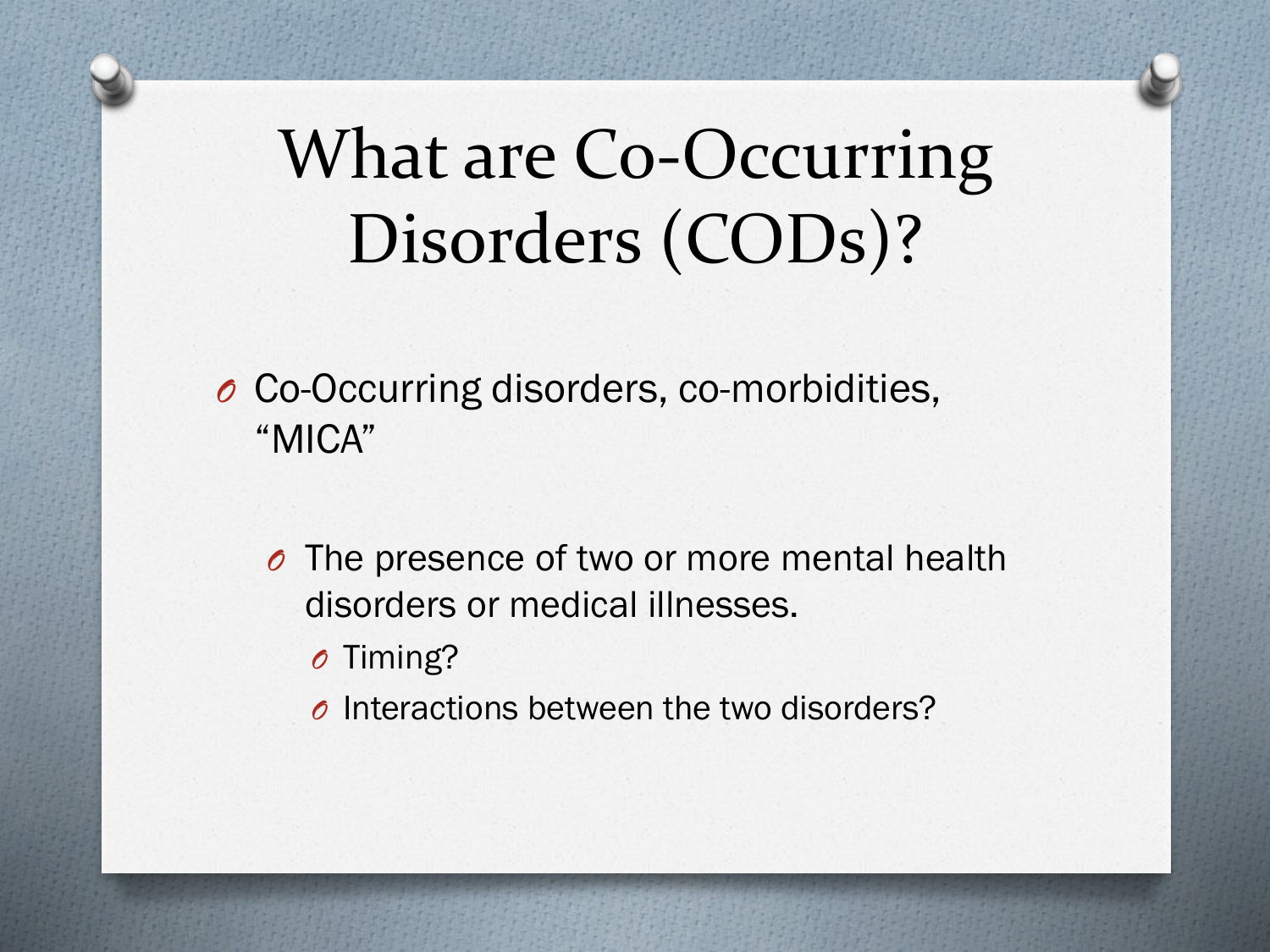# What are Co-Occurring Disorders (CODs)?

- Co-Occurring disorders, co-morbidities, "MICA"
  - The presence of two or more mental health disorders or medical illnesses.
    - Timing?
    - Interactions between the two disorders?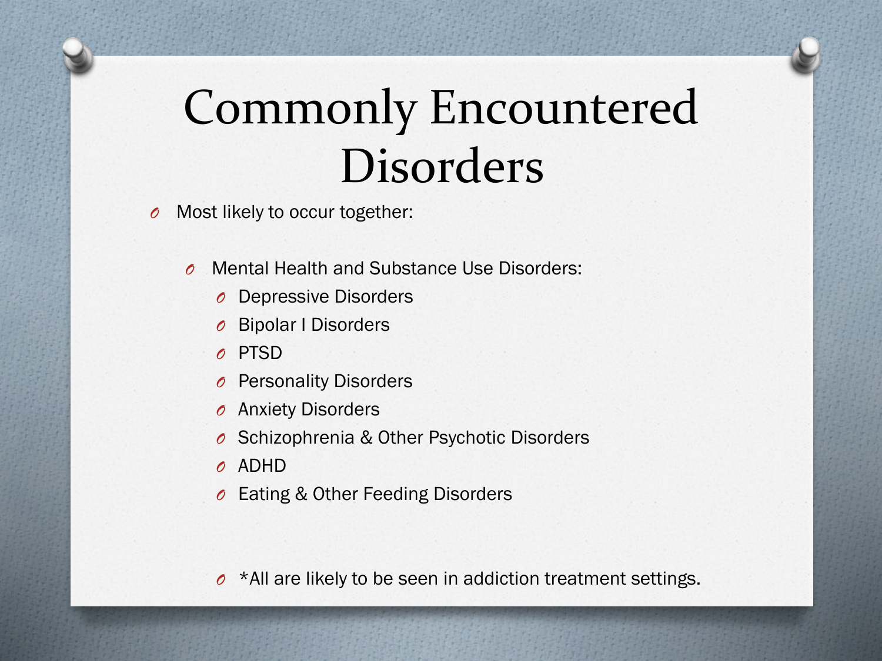# Commonly Encountered Disorders

- Most likely to occur together:
  - Mental Health and Substance Use Disorders:
    - Depressive Disorders
    - Bipolar I Disorders
    - PTSD
    - Personality Disorders
    - Anxiety Disorders
    - Schizophrenia & Other Psychotic Disorders
    - ADHD
    - Eating & Other Feeding Disorders

    - *All are likely to be seen in addiction treatment settings.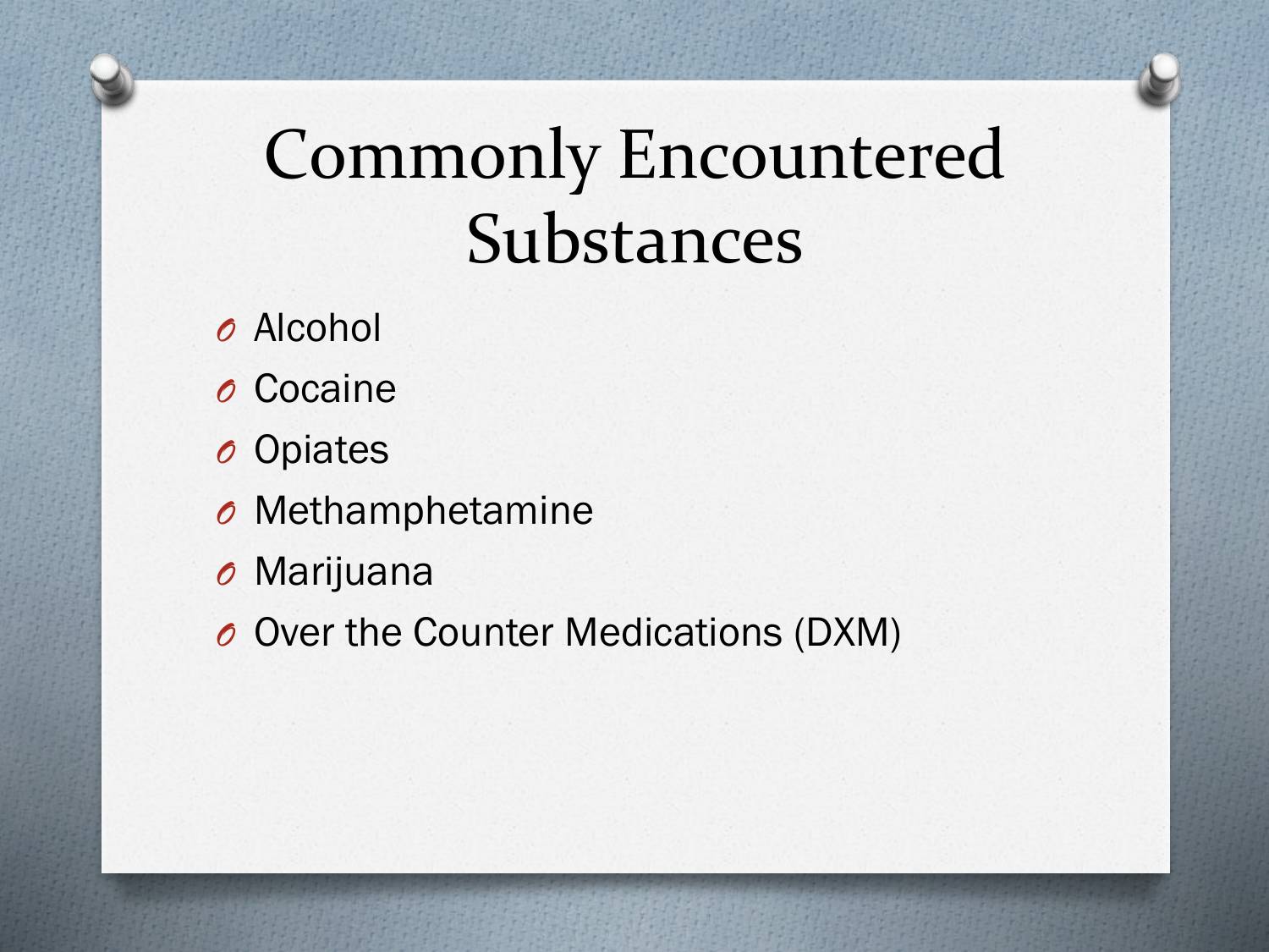# Commonly Encountered Substances

- Alcohol
- Cocaine
- Opiates
- Methamphetamine
- Marijuana
- Over the Counter Medications (DXM)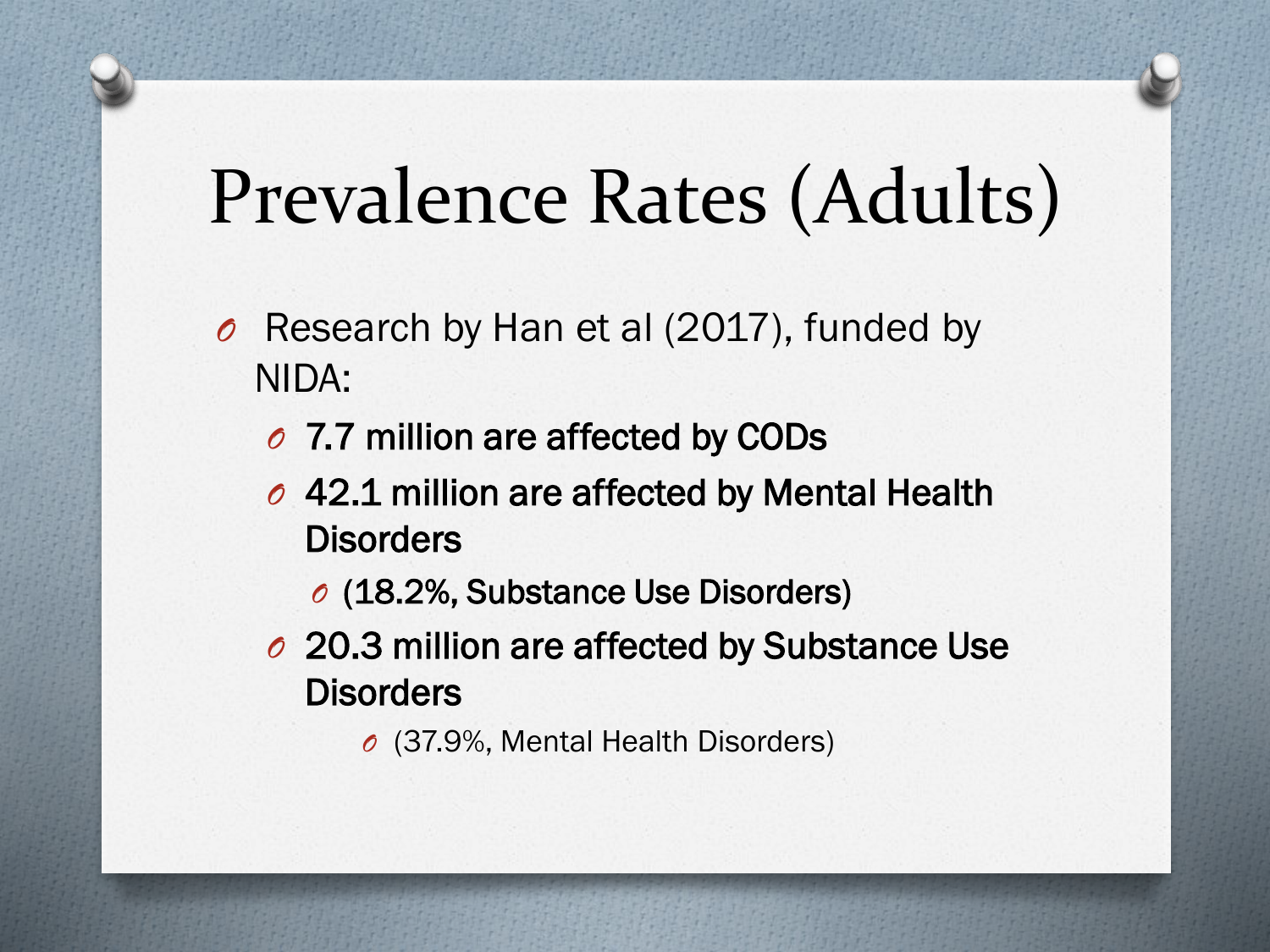# Prevalence Rates (Adults)

- Research by Han et al (2017), funded by NIDA:
  - 7.7 million are affected by CODs
  - 42.1 million are affected by Mental Health Disorders
    - (18.2%, Substance Use Disorders)
  - 20.3 million are affected by Substance Use Disorders
    - (37.9%, Mental Health Disorders)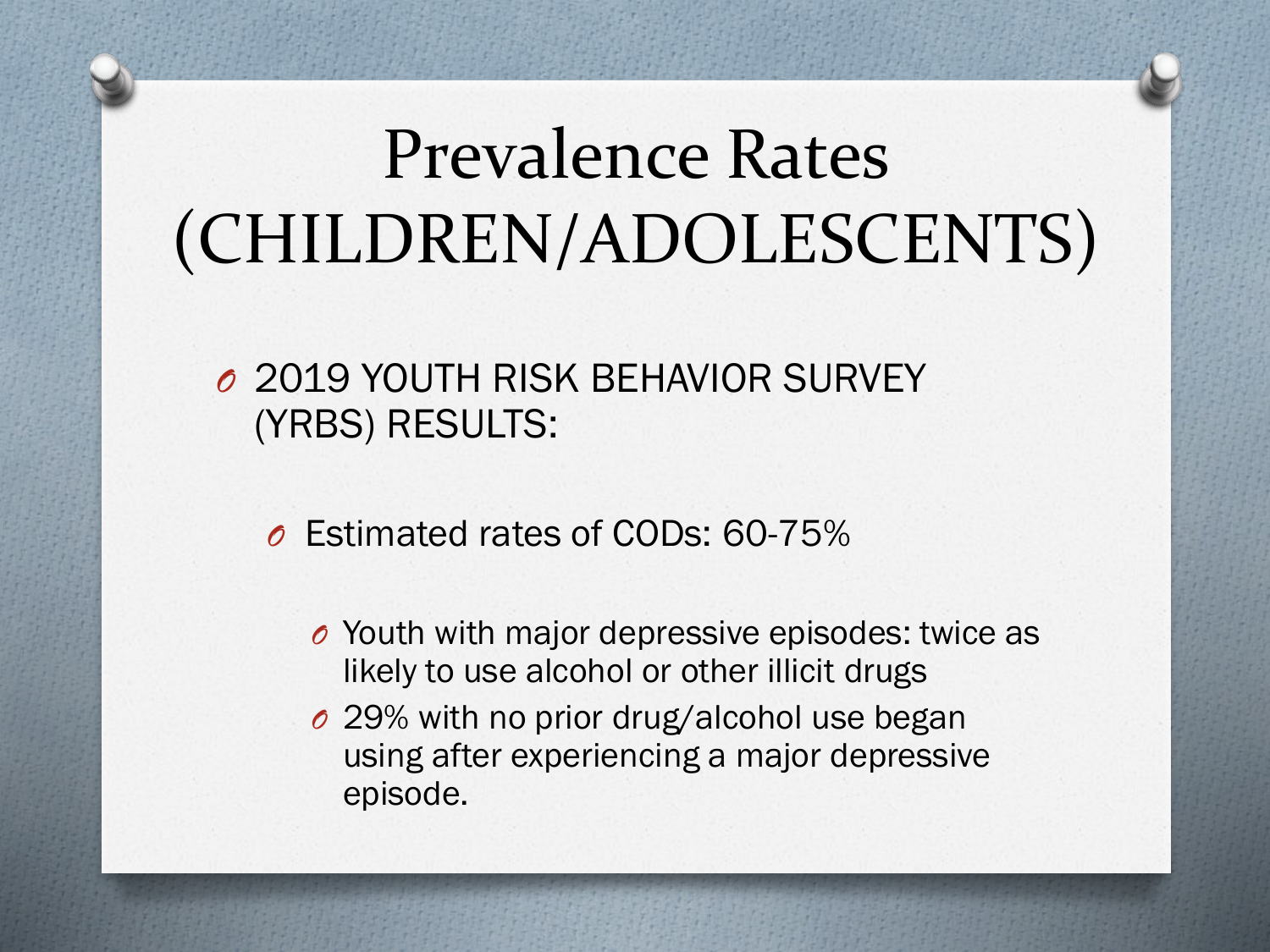# Prevalence Rates (CHILDREN/ADOLESCENTS)

- 2019 YOUTH RISK BEHAVIOR SURVEY (YRBS) RESULTS:
  - Estimated rates of CODs: 60-75%
    - Youth with major depressive episodes: twice as likely to use alcohol or other illicit drugs
    - 29% with no prior drug/alcohol use began using after experiencing a major depressive episode.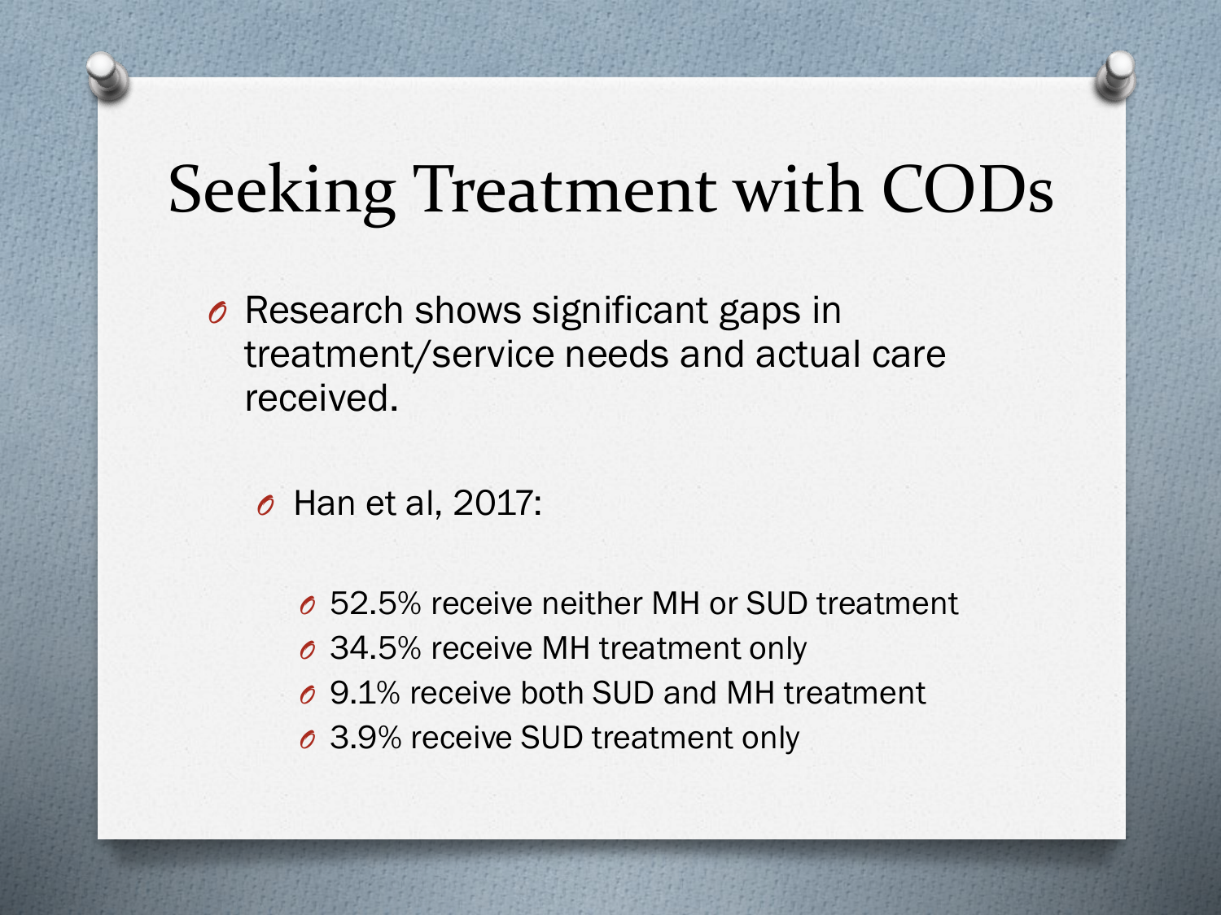# Seeking Treatment with CODs

- Research shows significant gaps in treatment/service needs and actual care received.
  - Han et al, 2017:
    - 52.5% receive neither MH or SUD treatment
    - 34.5% receive MH treatment only
    - 9.1% receive both SUD and MH treatment
    - 3.9% receive SUD treatment only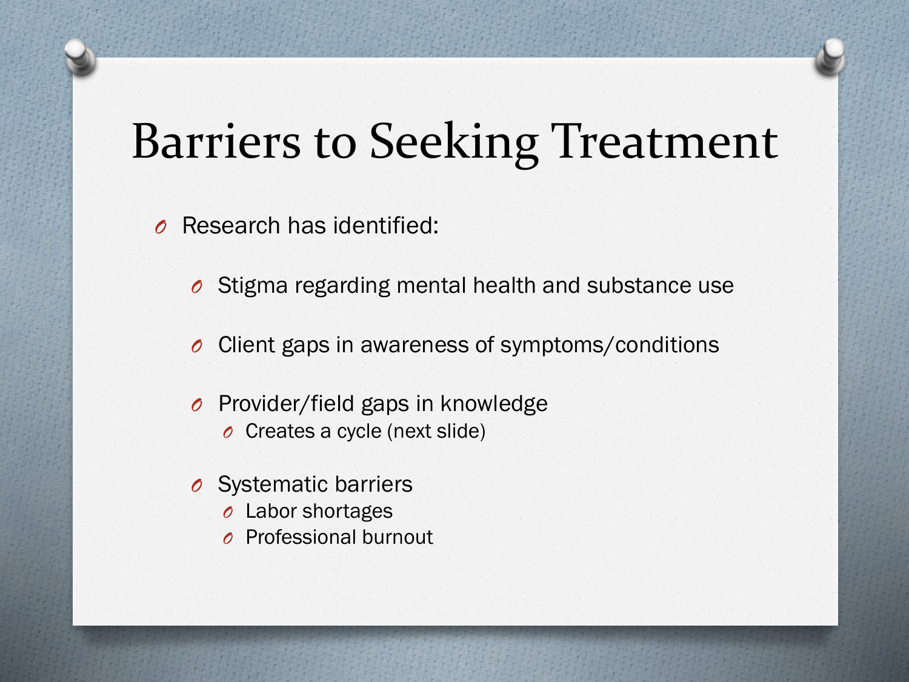# Barriers to Seeking Treatment

- Research has identified:
  - Stigma regarding mental health and substance use
  - Client gaps in awareness of symptoms/conditions
  - Provider/field gaps in knowledge
    - Creates a cycle (next slide)
  - Systematic barriers
    - Labor shortages
    - Professional burnout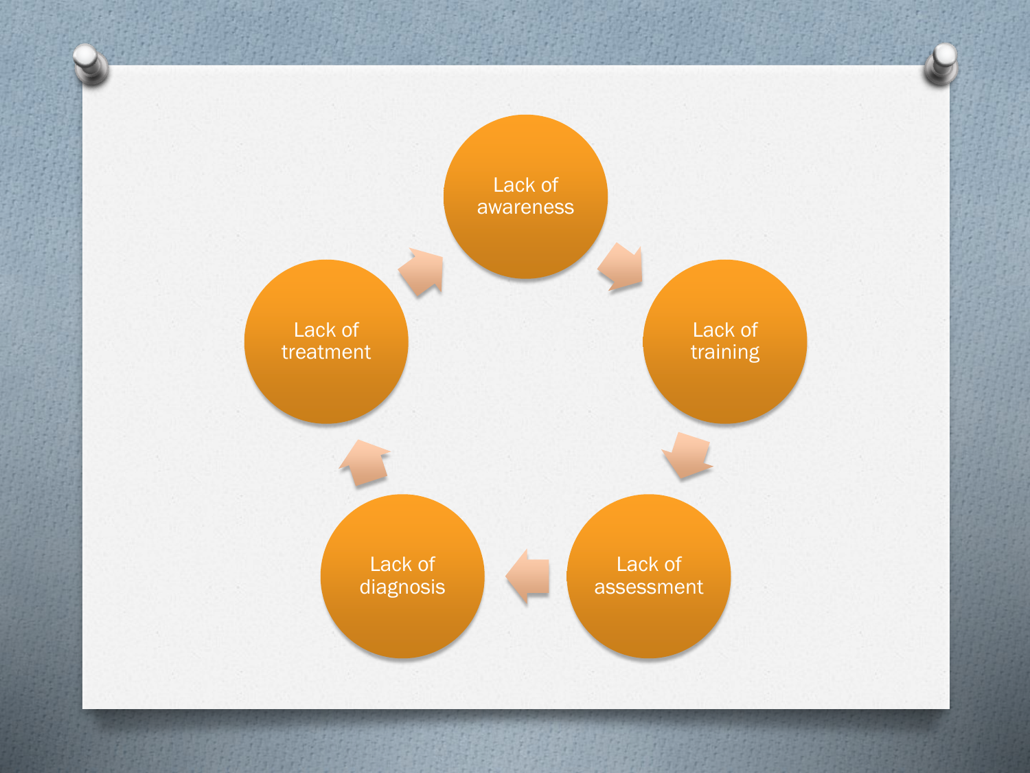- Lack of awareness
- Lack of training
- Lack of assessment
- Lack of diagnosis
- Lack of treatment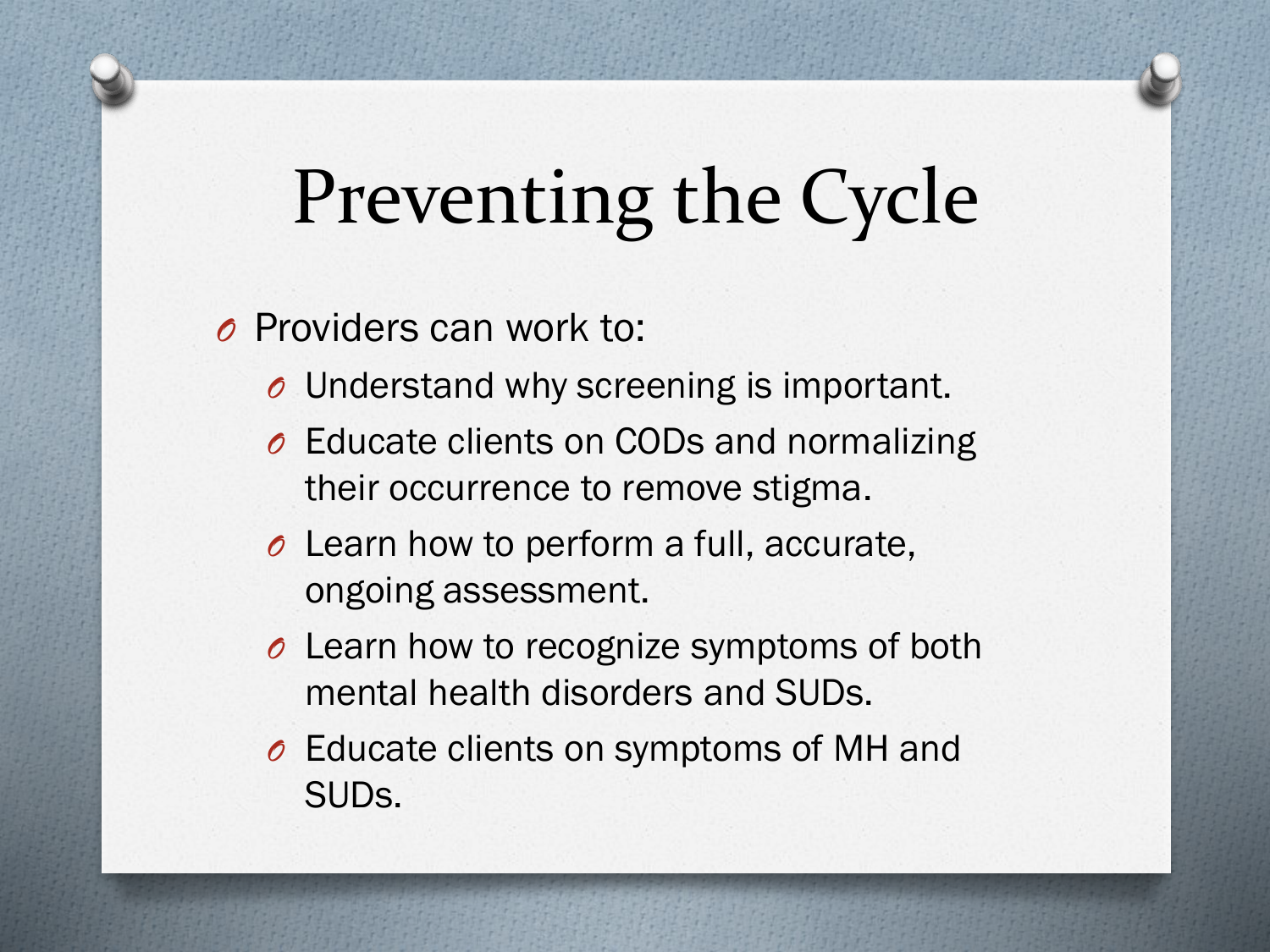# Preventing the Cycle

- Providers can work to:
  - Understand why screening is important.
  - Educate clients on CODs and normalizing their occurrence to remove stigma.
  - Learn how to perform a full, accurate, ongoing assessment.
  - Learn how to recognize symptoms of both mental health disorders and SUDs.
  - Educate clients on symptoms of MH and SUDs.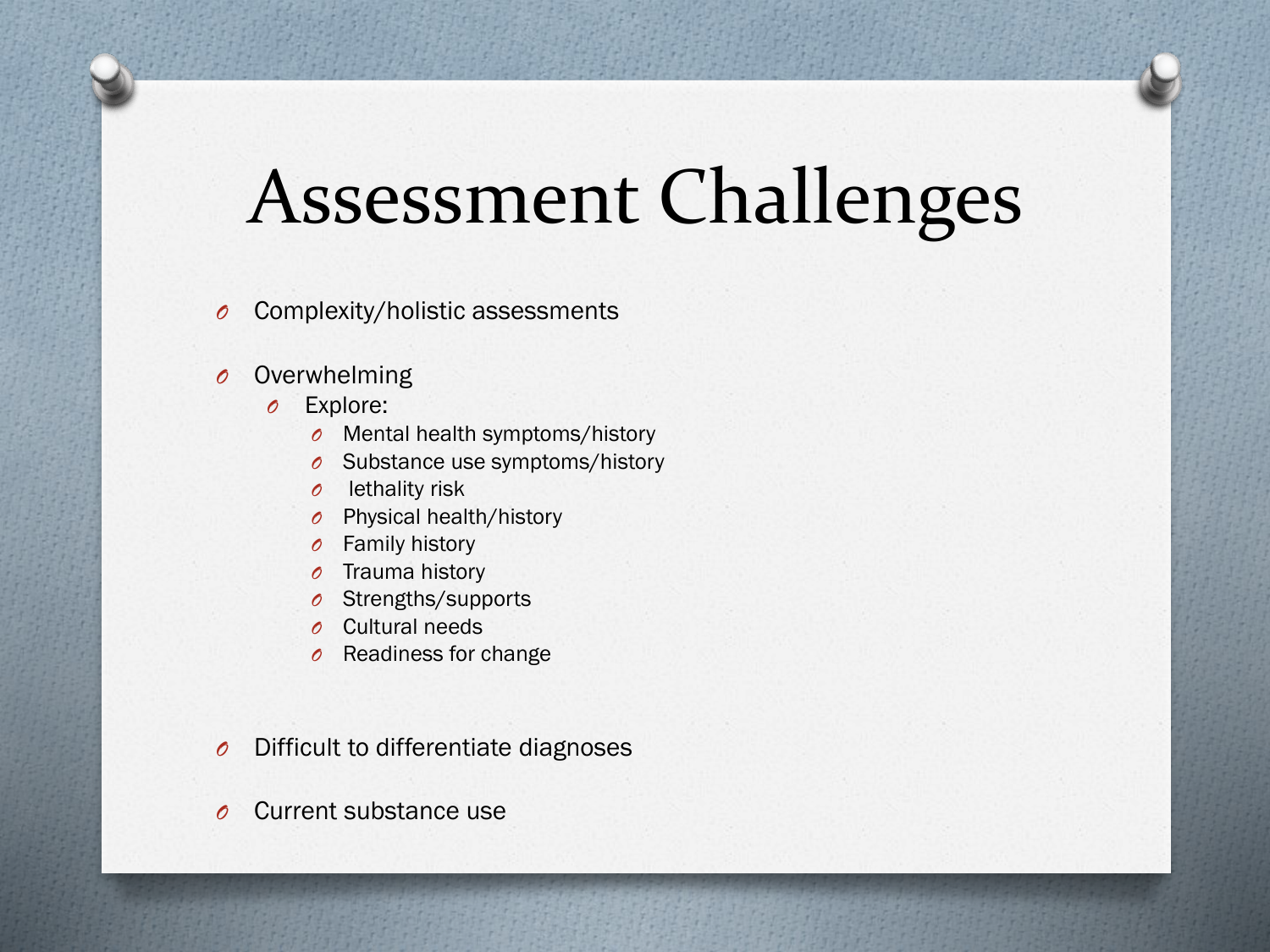# Assessment Challenges

- Complexity/holistic assessments
- Overwhelming
  - Explore:
    - Mental health symptoms/history
    - Substance use symptoms/history
    - lethality risk
    - Physical health/history
    - Family history
    - Trauma history
    - Strengths/supports
    - Cultural needs
    - Readiness for change
- Difficult to differentiate diagnoses
- Current substance use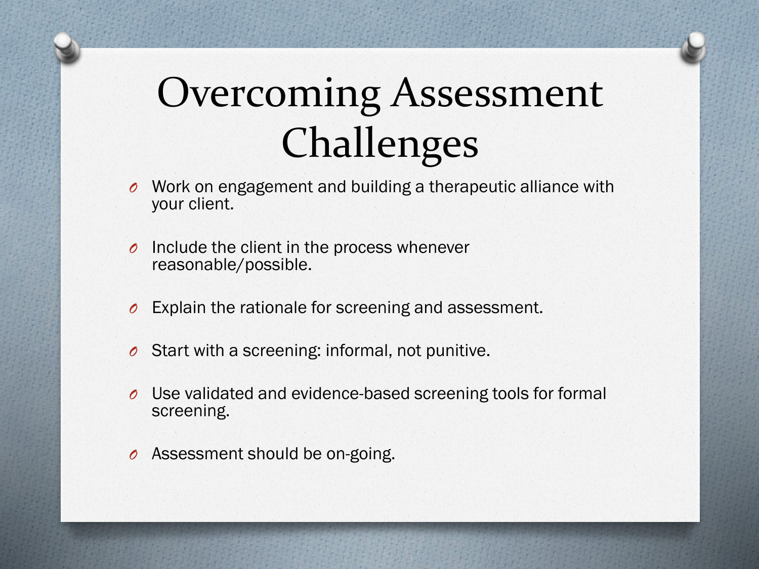# Overcoming Assessment Challenges

- Work on engagement and building a therapeutic alliance with your client.
- Include the client in the process whenever reasonable/possible.
- Explain the rationale for screening and assessment.
- Start with a screening: informal, not punitive.
- Use validated and evidence-based screening tools for formal screening.
- Assessment should be on-going.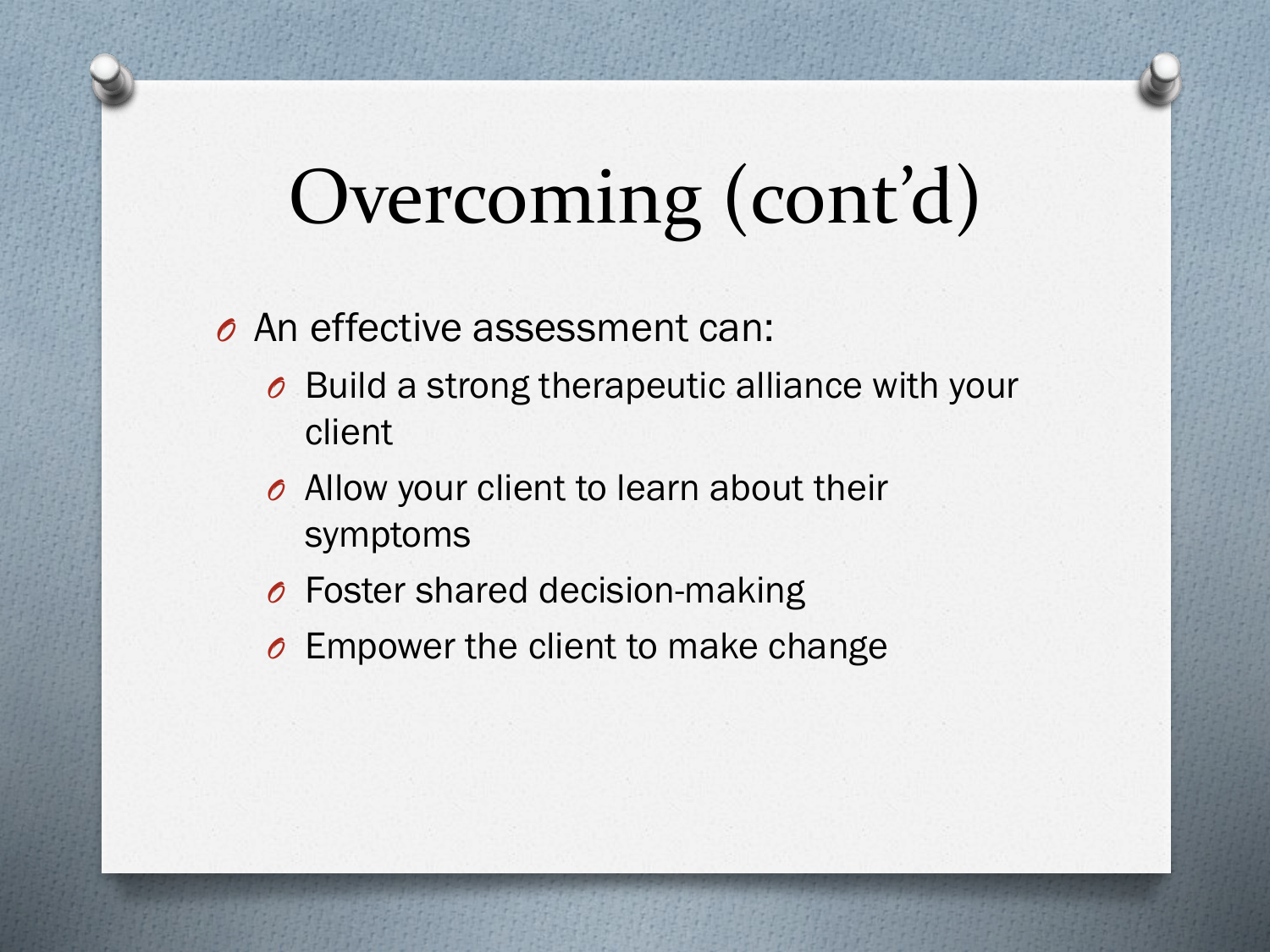# Overcoming (cont'd)

- An effective assessment can:
  - Build a strong therapeutic alliance with your client
  - Allow your client to learn about their symptoms
  - Foster shared decision-making
  - Empower the client to make change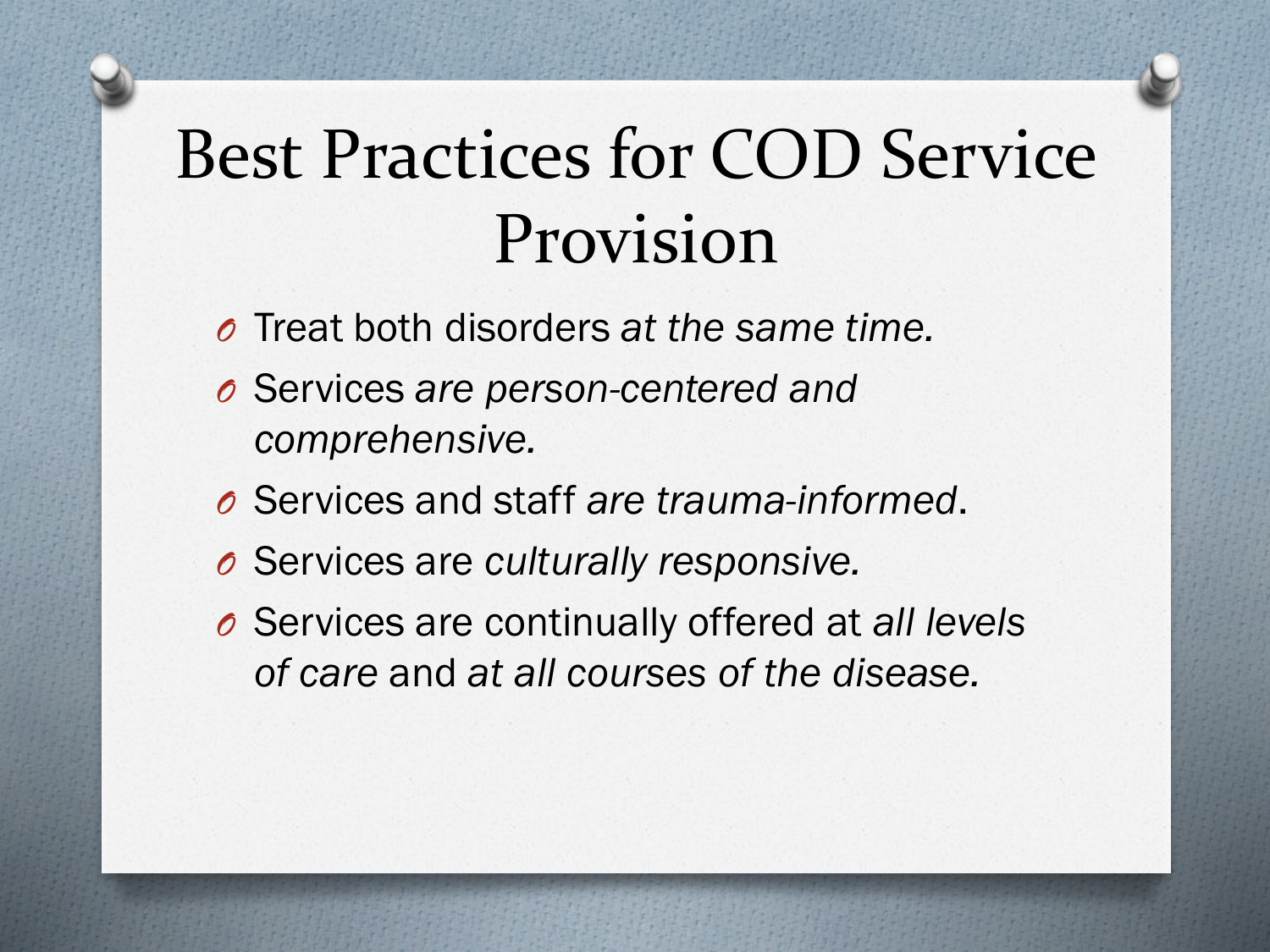# Best Practices for COD Service Provision

- Treat both disorders *at the same time.*
- Services *are person-centered and comprehensive.*
- Services and staff *are trauma-informed*.
- Services are *culturally responsive.*
- Services are continually offered at *all levels of care* and *at all courses of the disease.*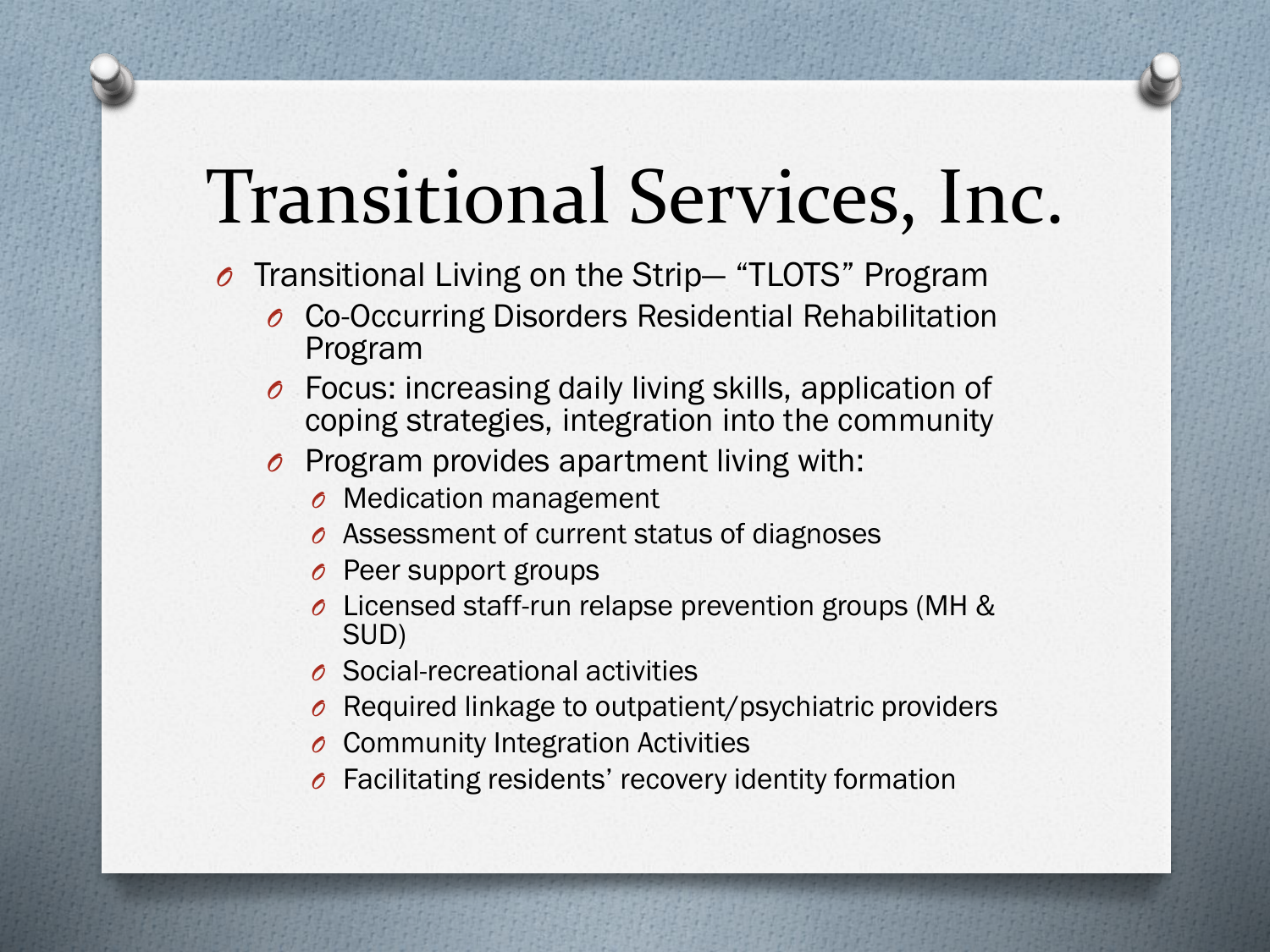# Transitional Services, Inc.

- Transitional Living on the Strip— “TLOTS” Program
  - Co-Occurring Disorders Residential Rehabilitation Program
  - Focus: increasing daily living skills, application of coping strategies, integration into the community
  - Program provides apartment living with:
    - Medication management
    - Assessment of current status of diagnoses
    - Peer support groups
    - Licensed staff-run relapse prevention groups (MH & SUD)
    - Social-recreational activities
    - Required linkage to outpatient/psychiatric providers
    - Community Integration Activities
    - Facilitating residents’ recovery identity formation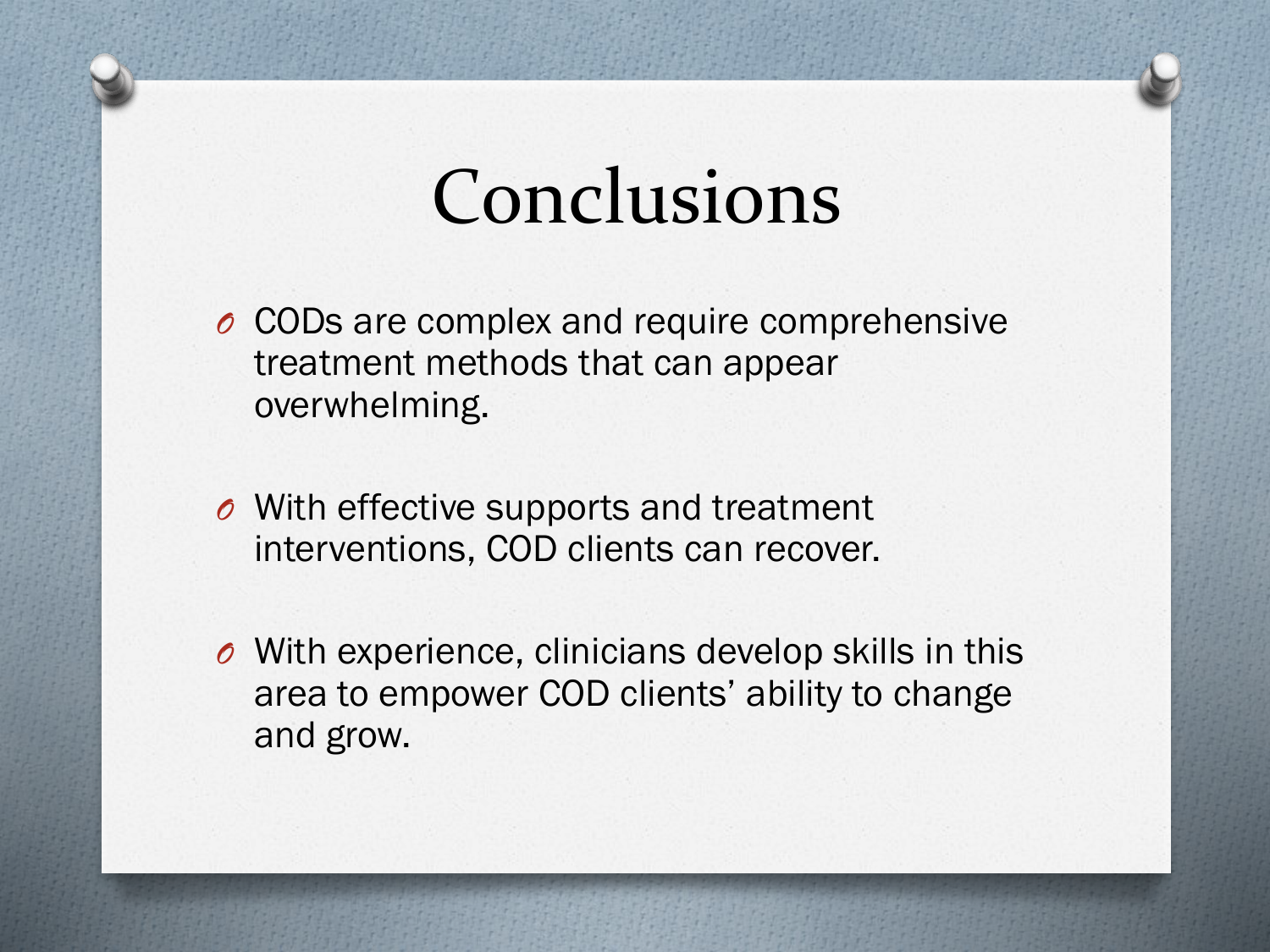# Conclusions

- CODs are complex and require comprehensive treatment methods that can appear overwhelming.
- With effective supports and treatment interventions, COD clients can recover.
- With experience, clinicians develop skills in this area to empower COD clients' ability to change and grow.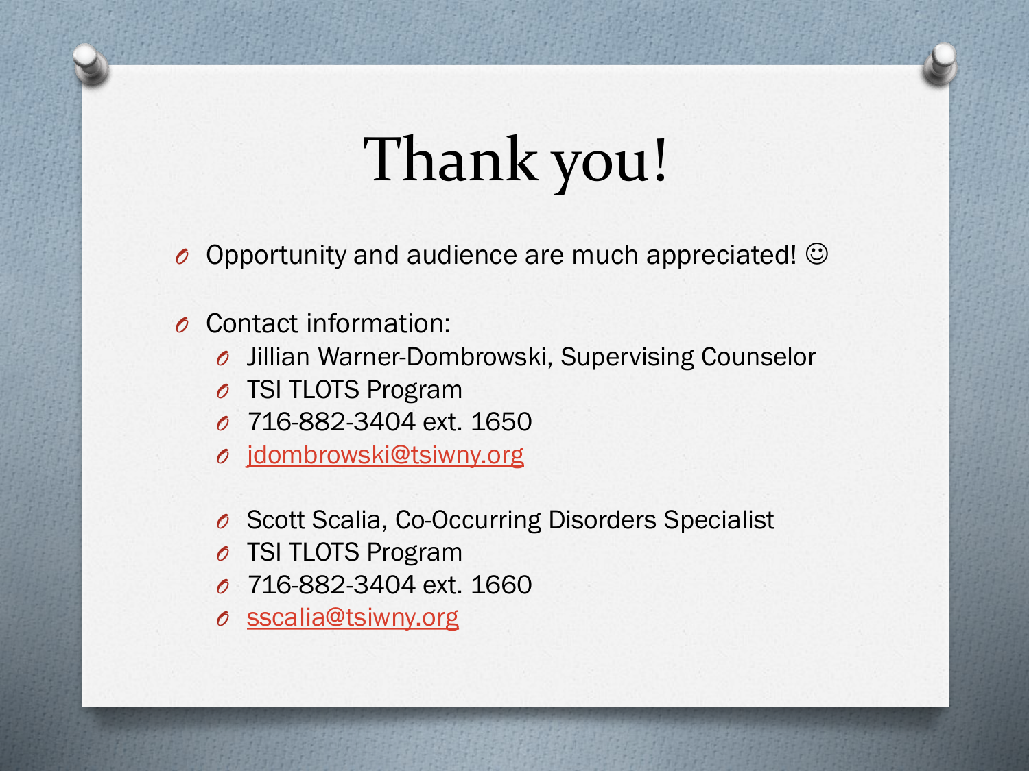# Thank you!

- Opportunity and audience are much appreciated! ☺

- Contact information:
  - Jillian Warner-Dombrowski, Supervising Counselor
  - TSI TLOTS Program
  - 716-882-3404 ext. 1650
  - jdombrowski@tsiwny.org

  - Scott Scalia, Co-Occurring Disorders Specialist
  - TSI TLOTS Program
  - 716-882-3404 ext. 1660
  - sscalia@tsiwny.org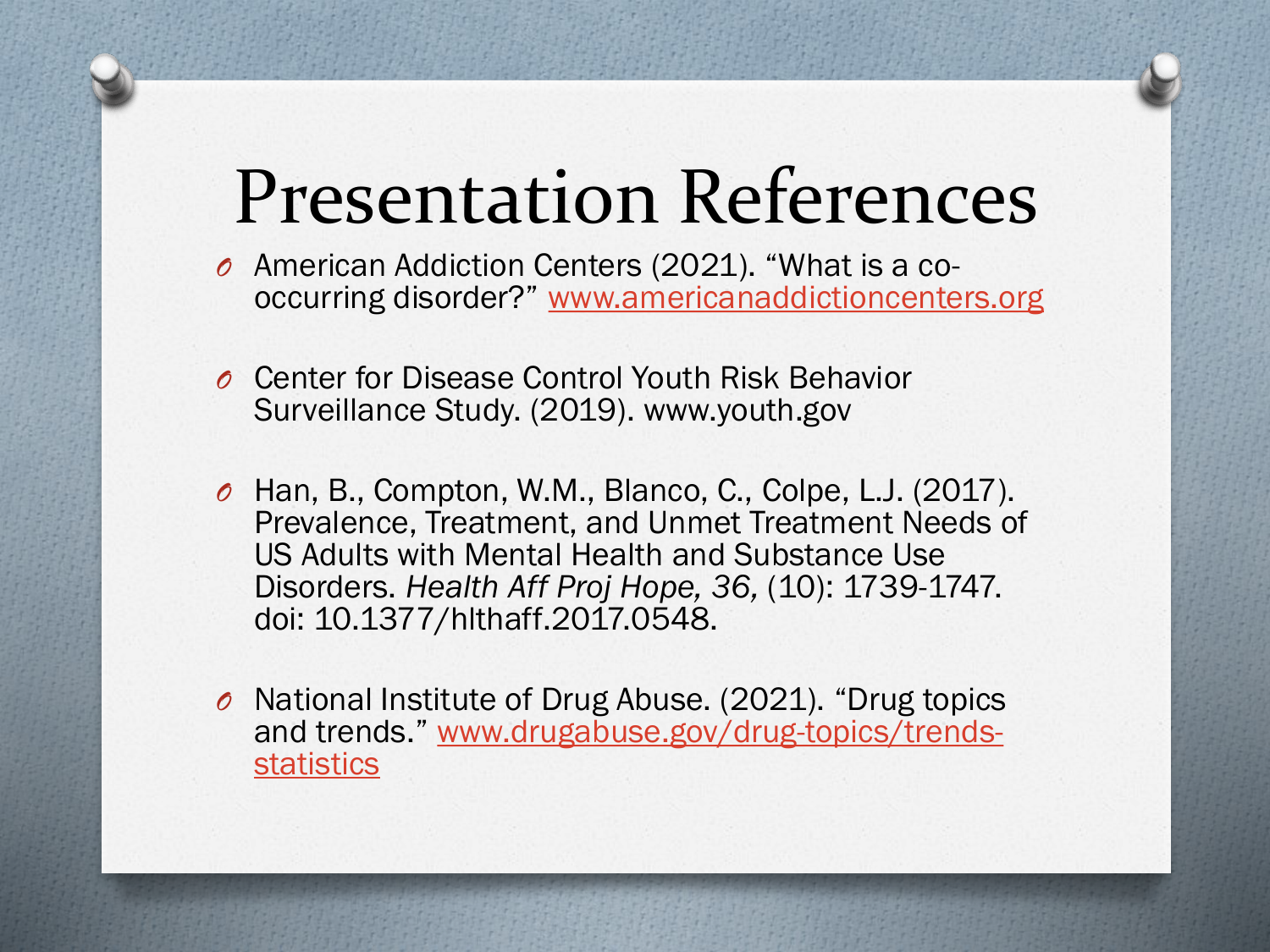# Presentation References

- American Addiction Centers (2021). “What is a co-occurring disorder?” www.americanaddictioncenters.org

- Center for Disease Control Youth Risk Behavior Surveillance Study. (2019). www.youth.gov

- Han, B., Compton, W.M., Blanco, C., Colpe, L.J. (2017). Prevalence, Treatment, and Unmet Treatment Needs of US Adults with Mental Health and Substance Use Disorders. *Health Aff Proj Hope, 36,* (10): 1739-1747. doi: 10.1377/hlthaff.2017.0548.

- National Institute of Drug Abuse. (2021). “Drug topics and trends.” www.drugabuse.gov/drug-topics/trends-statistics